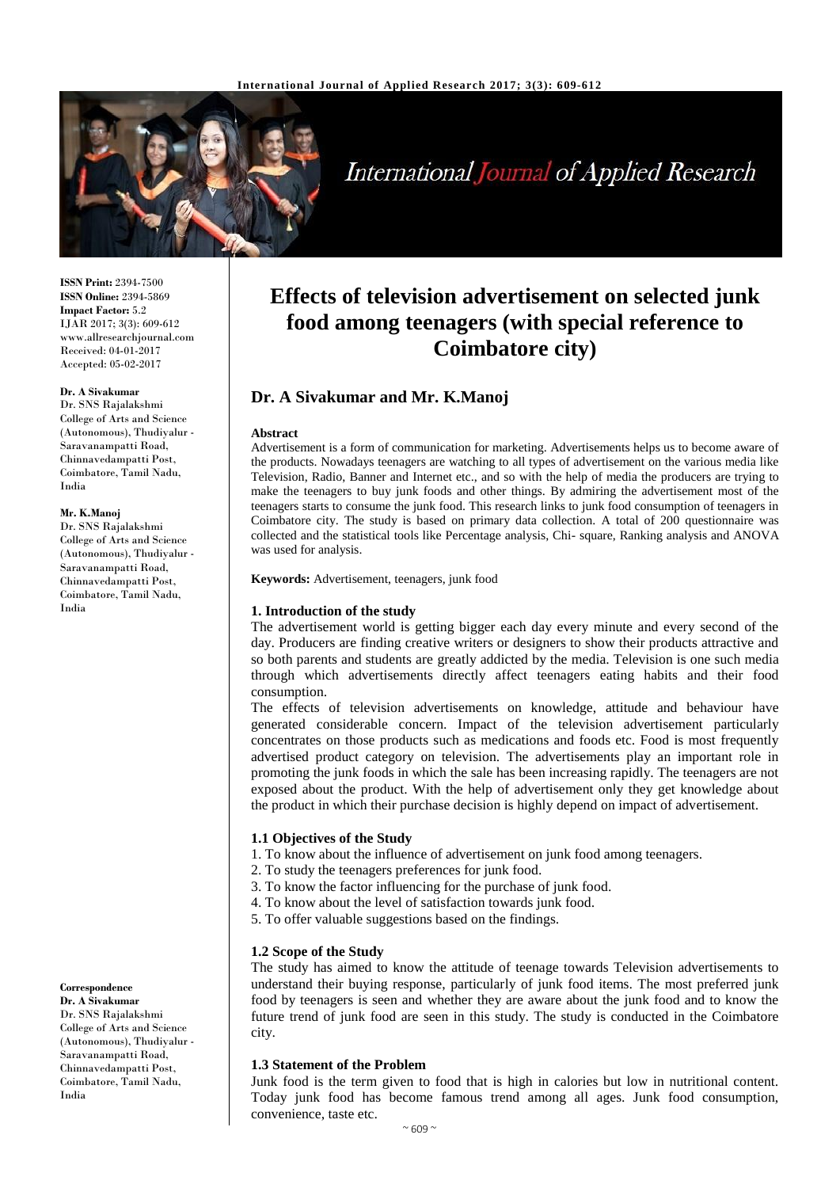# Effects of television advertisement on selected junk food among teenagers (with special reference to Coimbatore city)

## Dr. A Sivakumar and Mr. K.Manoj

**ISSN Print:** 2394-7500
**ISSN Online:** 2394-5869
**Impact Factor:** 5.2
IJAR 2017; 3(3): 609-612
www.allresearchjournal.com
Received: 04-01-2017
Accepted: 05-02-2017

**Dr. A Sivakumar**
Dr. SNS Rajalakshmi College of Arts and Science (Autonomous), Thudiyalur - Saravanampatti Road, Chinnavedampatti Post, Coimbatore, Tamil Nadu, India

**Mr. K.Manoj**
Dr. SNS Rajalakshmi College of Arts and Science (Autonomous), Thudiyalur - Saravanampatti Road, Chinnavedampatti Post, Coimbatore, Tamil Nadu, India

**Correspondence**
**Dr. A Sivakumar**
Dr. SNS Rajalakshmi College of Arts and Science (Autonomous), Thudiyalur - Saravanampatti Road, Chinnavedampatti Post, Coimbatore, Tamil Nadu, India

**Abstract**

Advertisement is a form of communication for marketing. Advertisements helps us to become aware of the products. Nowadays teenagers are watching to all types of advertisement on the various media like Television, Radio, Banner and Internet etc., and so with the help of media the producers are trying to make the teenagers to buy junk foods and other things. By admiring the advertisement most of the teenagers starts to consume the junk food. This research links to junk food consumption of teenagers in Coimbatore city. The study is based on primary data collection. A total of 200 questionnaire was collected and the statistical tools like Percentage analysis, Chi- square, Ranking analysis and ANOVA was used for analysis.

**Keywords:** Advertisement, teenagers, junk food

### 1. Introduction of the study

The advertisement world is getting bigger each day every minute and every second of the day. Producers are finding creative writers or designers to show their products attractive and so both parents and students are greatly addicted by the media. Television is one such media through which advertisements directly affect teenagers eating habits and their food consumption.

The effects of television advertisements on knowledge, attitude and behaviour have generated considerable concern. Impact of the television advertisement particularly concentrates on those products such as medications and foods etc. Food is most frequently advertised product category on television. The advertisements play an important role in promoting the junk foods in which the sale has been increasing rapidly. The teenagers are not exposed about the product. With the help of advertisement only they get knowledge about the product in which their purchase decision is highly depend on impact of advertisement.

### 1.1 Objectives of the Study

1. To know about the influence of advertisement on junk food among teenagers.
2. To study the teenagers preferences for junk food.
3. To know the factor influencing for the purchase of junk food.
4. To know about the level of satisfaction towards junk food.
5. To offer valuable suggestions based on the findings.

### 1.2 Scope of the Study

The study has aimed to know the attitude of teenage towards Television advertisements to understand their buying response, particularly of junk food items. The most preferred junk food by teenagers is seen and whether they are aware about the junk food and to know the future trend of junk food are seen in this study. The study is conducted in the Coimbatore city.

### 1.3 Statement of the Problem

Junk food is the term given to food that is high in calories but low in nutritional content. Today junk food has become famous trend among all ages. Junk food consumption, convenience, taste etc.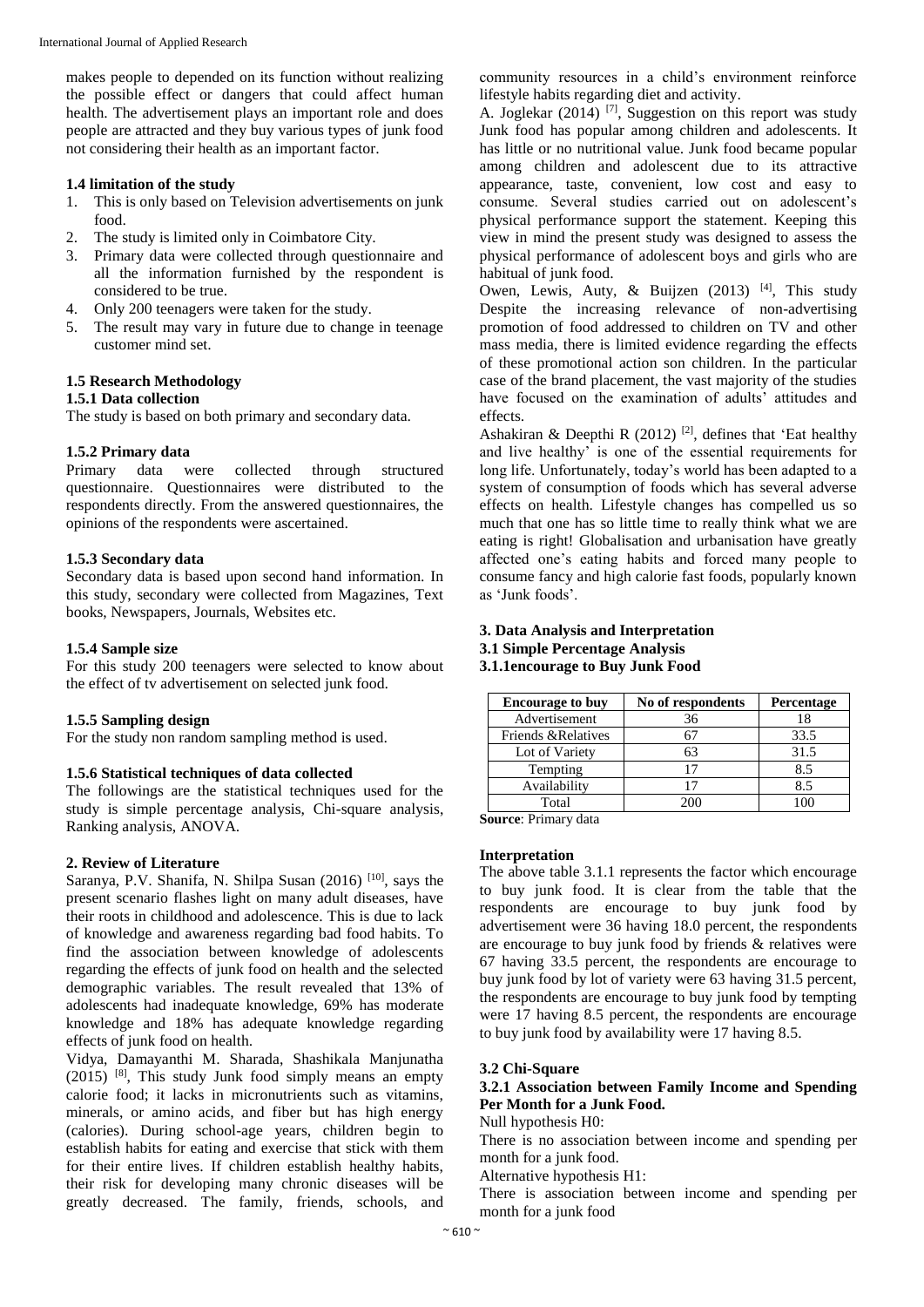makes people to depended on its function without realizing the possible effect or dangers that could affect human health. The advertisement plays an important role and does people are attracted and they buy various types of junk food not considering their health as an important factor.

### 1.4 limitation of the study

1. This is only based on Television advertisements on junk food.
2. The study is limited only in Coimbatore City.
3. Primary data were collected through questionnaire and all the information furnished by the respondent is considered to be true.
4. Only 200 teenagers were taken for the study.
5. The result may vary in future due to change in teenage customer mind set.

### 1.5 Research Methodology

#### 1.5.1 Data collection

The study is based on both primary and secondary data.

#### 1.5.2 Primary data

Primary data were collected through structured questionnaire. Questionnaires were distributed to the respondents directly. From the answered questionnaires, the opinions of the respondents were ascertained.

#### 1.5.3 Secondary data

Secondary data is based upon second hand information. In this study, secondary were collected from Magazines, Text books, Newspapers, Journals, Websites etc.

#### 1.5.4 Sample size

For this study 200 teenagers were selected to know about the effect of tv advertisement on selected junk food.

#### 1.5.5 Sampling design

For the study non random sampling method is used.

#### 1.5.6 Statistical techniques of data collected

The followings are the statistical techniques used for the study is simple percentage analysis, Chi-square analysis, Ranking analysis, ANOVA.

## 2. Review of Literature

Saranya, P.V. Shanifa, N. Shilpa Susan (2016) [10], says the present scenario flashes light on many adult diseases, have their roots in childhood and adolescence. This is due to lack of knowledge and awareness regarding bad food habits. To find the association between knowledge of adolescents regarding the effects of junk food on health and the selected demographic variables. The result revealed that 13% of adolescents had inadequate knowledge, 69% has moderate knowledge and 18% has adequate knowledge regarding effects of junk food on health.

Vidya, Damayanthi M. Sharada, Shashikala Manjunatha (2015) [8], This study Junk food simply means an empty calorie food; it lacks in micronutrients such as vitamins, minerals, or amino acids, and fiber but has high energy (calories). During school-age years, children begin to establish habits for eating and exercise that stick with them for their entire lives. If children establish healthy habits, their risk for developing many chronic diseases will be greatly decreased. The family, friends, schools, and community resources in a child's environment reinforce lifestyle habits regarding diet and activity.

A. Joglekar (2014) [7], Suggestion on this report was study Junk food has popular among children and adolescents. It has little or no nutritional value. Junk food became popular among children and adolescent due to its attractive appearance, taste, convenient, low cost and easy to consume. Several studies carried out on adolescent's physical performance support the statement. Keeping this view in mind the present study was designed to assess the physical performance of adolescent boys and girls who are habitual of junk food.

Owen, Lewis, Auty, & Buijzen (2013) [4], This study Despite the increasing relevance of non-advertising promotion of food addressed to children on TV and other mass media, there is limited evidence regarding the effects of these promotional action son children. In the particular case of the brand placement, the vast majority of the studies have focused on the examination of adults' attitudes and effects.

Ashakiran & Deepthi R (2012) [2], defines that 'Eat healthy and live healthy' is one of the essential requirements for long life. Unfortunately, today's world has been adapted to a system of consumption of foods which has several adverse effects on health. Lifestyle changes has compelled us so much that one has so little time to really think what we are eating is right! Globalisation and urbanisation have greatly affected one's eating habits and forced many people to consume fancy and high calorie fast foods, popularly known as 'Junk foods'.

## 3. Data Analysis and Interpretation

### 3.1 Simple Percentage Analysis

#### 3.1.1encourage to Buy Junk Food

| Encourage to buy | No of respondents | Percentage |
|---|---|---|
| Advertisement | 36 | 18 |
| Friends &Relatives | 67 | 33.5 |
| Lot of Variety | 63 | 31.5 |
| Tempting | 17 | 8.5 |
| Availability | 17 | 8.5 |
| Total | 200 | 100 |

**Source**: Primary data

**Interpretation**

The above table 3.1.1 represents the factor which encourage to buy junk food. It is clear from the table that the respondents are encourage to buy junk food by advertisement were 36 having 18.0 percent, the respondents are encourage to buy junk food by friends & relatives were 67 having 33.5 percent, the respondents are encourage to buy junk food by lot of variety were 63 having 31.5 percent, the respondents are encourage to buy junk food by tempting were 17 having 8.5 percent, the respondents are encourage to buy junk food by availability were 17 having 8.5.

### 3.2 Chi-Square

#### 3.2.1 Association between Family Income and Spending Per Month for a Junk Food.

Null hypothesis H0:

There is no association between income and spending per month for a junk food.

Alternative hypothesis H1:

There is association between income and spending per month for a junk food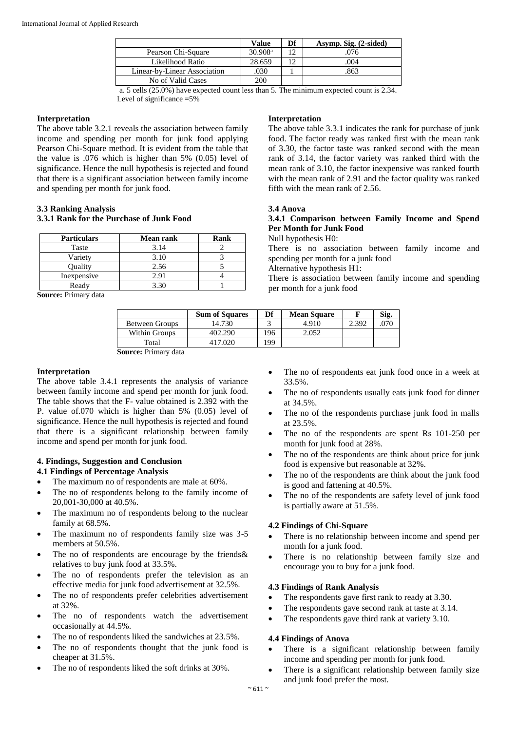| | Value | Df | Asymp. Sig. (2-sided) |
|---|---|---|---|
| Pearson Chi-Square | 30.908[a] | 12 | .076 |
| Likelihood Ratio | 28.659 | 12 | .004 |
| Linear-by-Linear Association | .030 | 1 | .863 |
| No of Valid Cases | 200 | | |

a. 5 cells (25.0%) have expected count less than 5. The minimum expected count is 2.34.
Level of significance =5%

**Interpretation**

The above table 3.2.1 reveals the association between family income and spending per month for junk food applying Pearson Chi-Square method. It is evident from the table that the value is .076 which is higher than 5% (0.05) level of significance. Hence the null hypothesis is rejected and found that there is a significant association between family income and spending per month for junk food.

### 3.3 Ranking Analysis

#### 3.3.1 Rank for the Purchase of Junk Food

| Particulars | Mean rank | Rank |
|---|---|---|
| Taste | 3.14 | 2 |
| Variety | 3.10 | 3 |
| Quality | 2.56 | 5 |
| Inexpensive | 2.91 | 4 |
| Ready | 3.30 | 1 |

**Source:** Primary data

**Interpretation**

The above table 3.3.1 indicates the rank for purchase of junk food. The factor ready was ranked first with the mean rank of 3.30, the factor taste was ranked second with the mean rank of 3.14, the factor variety was ranked third with the mean rank of 3.10, the factor inexpensive was ranked fourth with the mean rank of 2.91 and the factor quality was ranked fifth with the mean rank of 2.56.

### 3.4 Anova

#### 3.4.1 Comparison between Family Income and Spend Per Month for Junk Food

Null hypothesis H0:

There is no association between family income and spending per month for a junk food

Alternative hypothesis H1:

There is association between family income and spending per month for a junk food

| | Sum of Squares | Df | Mean Square | F | Sig. |
|---|---|---|---|---|---|
| Between Groups | 14.730 | 3 | 4.910 | 2.392 | .070 |
| Within Groups | 402.290 | 196 | 2.052 | | |
| Total | 417.020 | 199 | | | |

**Source:** Primary data

**Interpretation**

The above table 3.4.1 represents the analysis of variance between family income and spend per month for junk food. The table shows that the F- value obtained is 2.392 with the P. value of.070 which is higher than 5% (0.05) level of significance. Hence the null hypothesis is rejected and found that there is a significant relationship between family income and spend per month for junk food.

## 4. Findings, Suggestion and Conclusion

### 4.1 Findings of Percentage Analysis

- The maximum no of respondents are male at 60%.
- The no of respondents belong to the family income of 20,001-30,000 at 40.5%.
- The maximum no of respondents belong to the nuclear family at 68.5%.
- The maximum no of respondents family size was 3-5 members at 50.5%.
- The no of respondents are encourage by the friends& relatives to buy junk food at 33.5%.
- The no of respondents prefer the television as an effective media for junk food advertisement at 32.5%.
- The no of respondents prefer celebrities advertisement at 32%.
- The no of respondents watch the advertisement occasionally at 44.5%.
- The no of respondents liked the sandwiches at 23.5%.
- The no of respondents thought that the junk food is cheaper at 31.5%.
- The no of respondents liked the soft drinks at 30%.
- The no of respondents eat junk food once in a week at 33.5%.
- The no of respondents usually eats junk food for dinner at 34.5%.
- The no of the respondents purchase junk food in malls at 23.5%.
- The no of the respondents are spent Rs 101-250 per month for junk food at 28%.
- The no of the respondents are think about price for junk food is expensive but reasonable at 32%.
- The no of the respondents are think about the junk food is good and fattening at 40.5%.
- The no of the respondents are safety level of junk food is partially aware at 51.5%.

### 4.2 Findings of Chi-Square

- There is no relationship between income and spend per month for a junk food.
- There is no relationship between family size and encourage you to buy for a junk food.

### 4.3 Findings of Rank Analysis

- The respondents gave first rank to ready at 3.30.
- The respondents gave second rank at taste at 3.14.
- The respondents gave third rank at variety 3.10.

### 4.4 Findings of Anova

- There is a significant relationship between family income and spending per month for junk food.
- There is a significant relationship between family size and junk food prefer the most.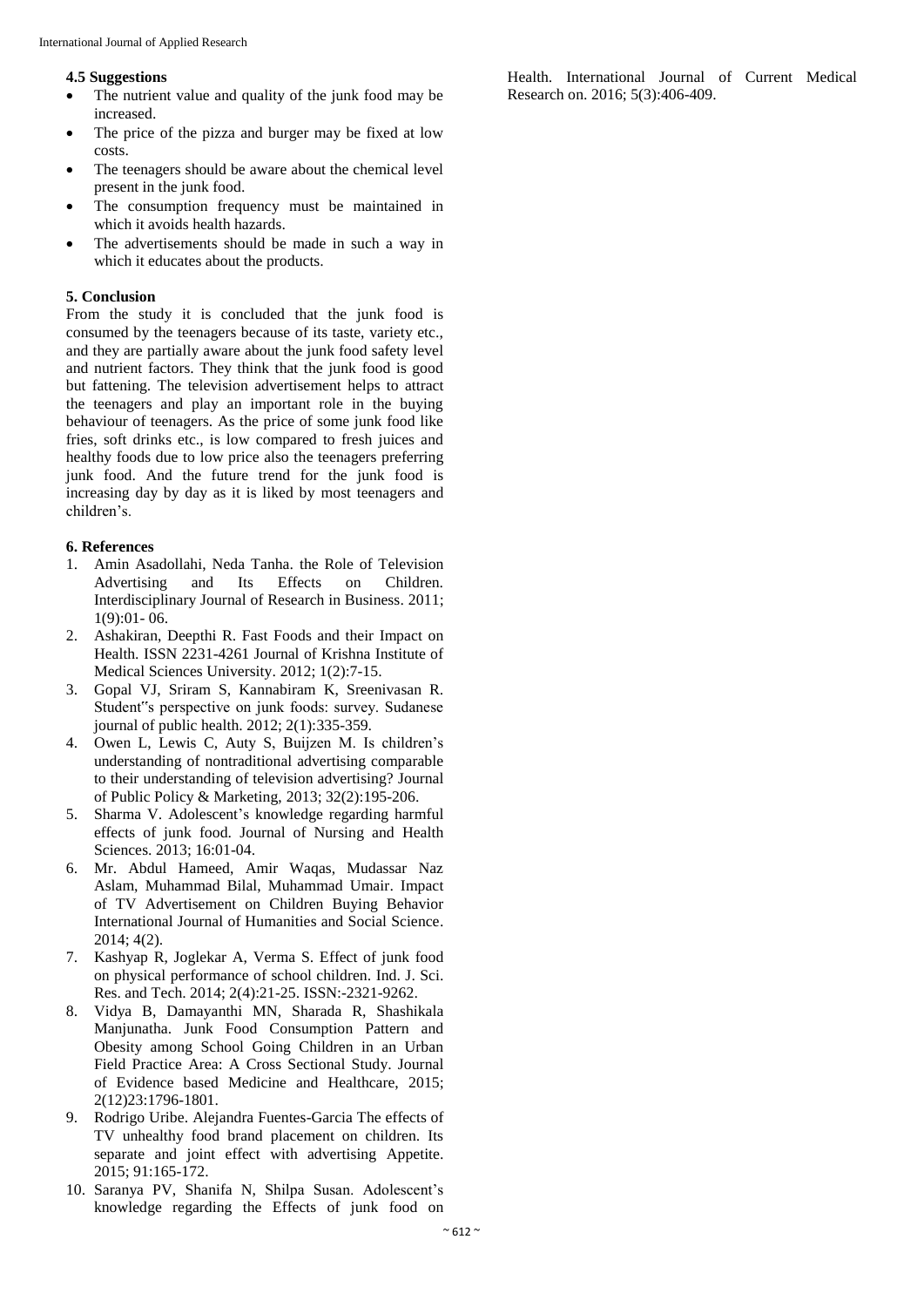### 4.5 Suggestions

- The nutrient value and quality of the junk food may be increased.
- The price of the pizza and burger may be fixed at low costs.
- The teenagers should be aware about the chemical level present in the junk food.
- The consumption frequency must be maintained in which it avoids health hazards.
- The advertisements should be made in such a way in which it educates about the products.

## 5. Conclusion

From the study it is concluded that the junk food is consumed by the teenagers because of its taste, variety etc., and they are partially aware about the junk food safety level and nutrient factors. They think that the junk food is good but fattening. The television advertisement helps to attract the teenagers and play an important role in the buying behaviour of teenagers. As the price of some junk food like fries, soft drinks etc., is low compared to fresh juices and healthy foods due to low price also the teenagers preferring junk food. And the future trend for the junk food is increasing day by day as it is liked by most teenagers and children's.

## 6. References

1. Amin Asadollahi, Neda Tanha. the Role of Television Advertising and Its Effects on Children. Interdisciplinary Journal of Research in Business. 2011; 1(9):01- 06.
2. Ashakiran, Deepthi R. Fast Foods and their Impact on Health. ISSN 2231-4261 Journal of Krishna Institute of Medical Sciences University. 2012; 1(2):7-15.
3. Gopal VJ, Sriram S, Kannabiram K, Sreenivasan R. Student"s perspective on junk foods: survey. Sudanese journal of public health. 2012; 2(1):335-359.
4. Owen L, Lewis C, Auty S, Buijzen M. Is children's understanding of nontraditional advertising comparable to their understanding of television advertising? Journal of Public Policy & Marketing, 2013; 32(2):195-206.
5. Sharma V. Adolescent's knowledge regarding harmful effects of junk food. Journal of Nursing and Health Sciences. 2013; 16:01-04.
6. Mr. Abdul Hameed, Amir Waqas, Mudassar Naz Aslam, Muhammad Bilal, Muhammad Umair. Impact of TV Advertisement on Children Buying Behavior International Journal of Humanities and Social Science. 2014; 4(2).
7. Kashyap R, Joglekar A, Verma S. Effect of junk food on physical performance of school children. Ind. J. Sci. Res. and Tech. 2014; 2(4):21-25. ISSN:-2321-9262.
8. Vidya B, Damayanthi MN, Sharada R, Shashikala Manjunatha. Junk Food Consumption Pattern and Obesity among School Going Children in an Urban Field Practice Area: A Cross Sectional Study. Journal of Evidence based Medicine and Healthcare, 2015; 2(12)23:1796-1801.
9. Rodrigo Uribe. Alejandra Fuentes-Garcia The effects of TV unhealthy food brand placement on children. Its separate and joint effect with advertising Appetite. 2015; 91:165-172.
10. Saranya PV, Shanifa N, Shilpa Susan. Adolescent's knowledge regarding the Effects of junk food on Health. International Journal of Current Medical Research on. 2016; 5(3):406-409.